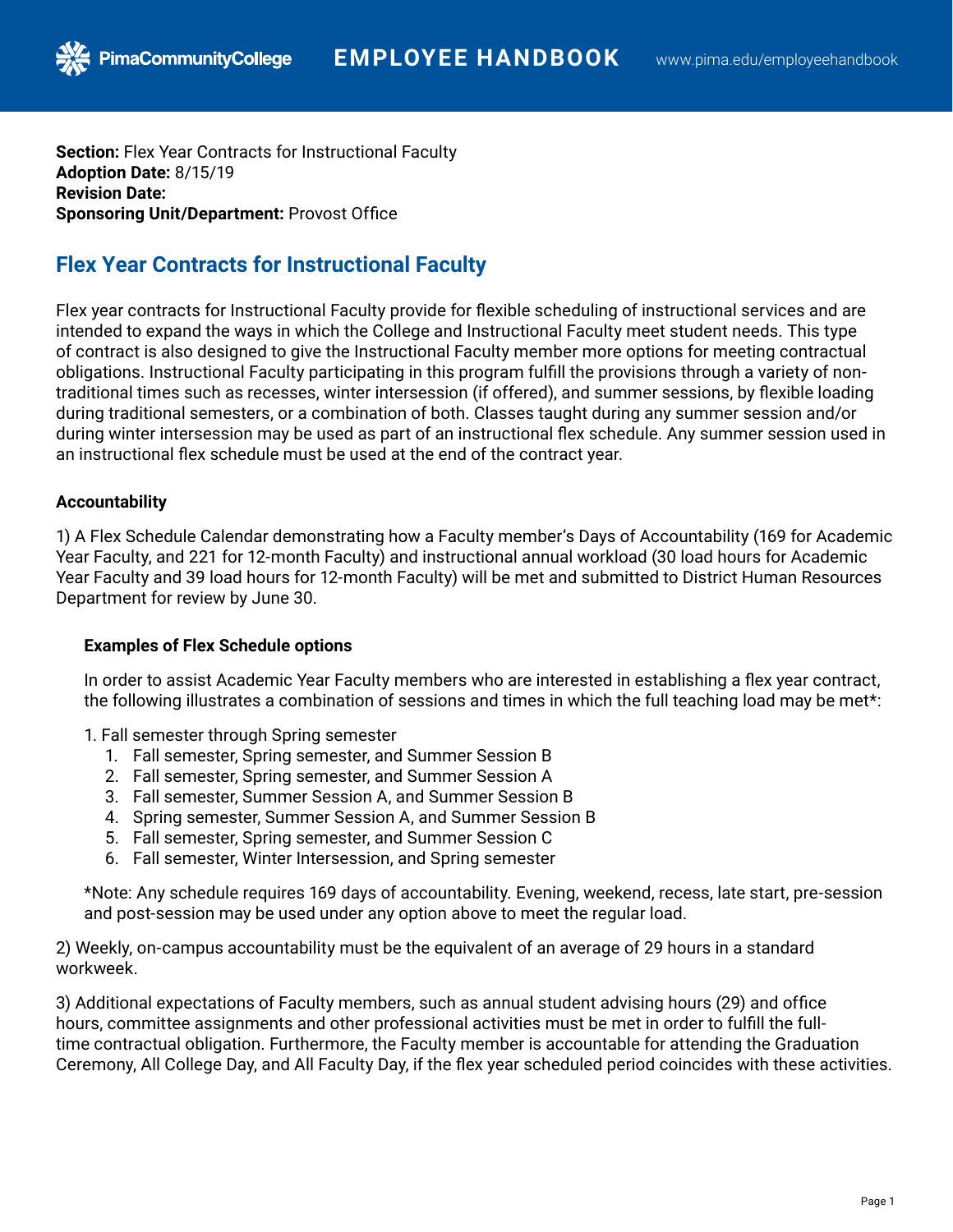**Section:** Flex Year Contracts for Instructional Faculty
**Adoption Date:** 8/15/19
**Revision Date:**
**Sponsoring Unit/Department:** Provost Office

# Flex Year Contracts for Instructional Faculty

Flex year contracts for Instructional Faculty provide for flexible scheduling of instructional services and are intended to expand the ways in which the College and Instructional Faculty meet student needs. This type of contract is also designed to give the Instructional Faculty member more options for meeting contractual obligations. Instructional Faculty participating in this program fulfill the provisions through a variety of non-traditional times such as recesses, winter intersession (if offered), and summer sessions, by flexible loading during traditional semesters, or a combination of both. Classes taught during any summer session and/or during winter intersession may be used as part of an instructional flex schedule. Any summer session used in an instructional flex schedule must be used at the end of the contract year.

### Accountability

1) A Flex Schedule Calendar demonstrating how a Faculty member's Days of Accountability (169 for Academic Year Faculty, and 221 for 12-month Faculty) and instructional annual workload (30 load hours for Academic Year Faculty and 39 load hours for 12-month Faculty) will be met and submitted to District Human Resources Department for review by June 30.

**Examples of Flex Schedule options**

In order to assist Academic Year Faculty members who are interested in establishing a flex year contract, the following illustrates a combination of sessions and times in which the full teaching load may be met*:

1. Fall semester through Spring semester
   1. Fall semester, Spring semester, and Summer Session B
   2. Fall semester, Spring semester, and Summer Session A
   3. Fall semester, Summer Session A, and Summer Session B
   4. Spring semester, Summer Session A, and Summer Session B
   5. Fall semester, Spring semester, and Summer Session C
   6. Fall semester, Winter Intersession, and Spring semester

*Note: Any schedule requires 169 days of accountability. Evening, weekend, recess, late start, pre-session and post-session may be used under any option above to meet the regular load.

2) Weekly, on-campus accountability must be the equivalent of an average of 29 hours in a standard workweek.

3) Additional expectations of Faculty members, such as annual student advising hours (29) and office hours, committee assignments and other professional activities must be met in order to fulfill the full-time contractual obligation. Furthermore, the Faculty member is accountable for attending the Graduation Ceremony, All College Day, and All Faculty Day, if the flex year scheduled period coincides with these activities.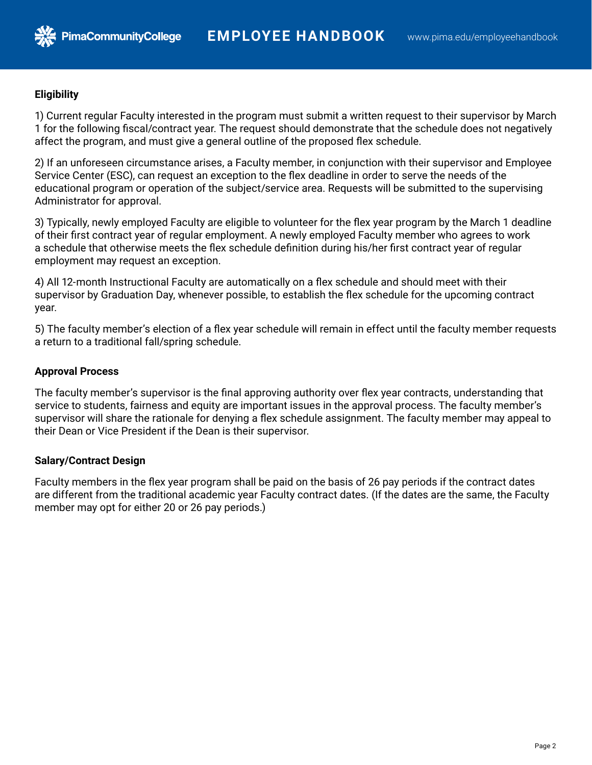**Eligibility**

1) Current regular Faculty interested in the program must submit a written request to their supervisor by March 1 for the following fiscal/contract year. The request should demonstrate that the schedule does not negatively affect the program, and must give a general outline of the proposed flex schedule.

2) If an unforeseen circumstance arises, a Faculty member, in conjunction with their supervisor and Employee Service Center (ESC), can request an exception to the flex deadline in order to serve the needs of the educational program or operation of the subject/service area. Requests will be submitted to the supervising Administrator for approval.

3) Typically, newly employed Faculty are eligible to volunteer for the flex year program by the March 1 deadline of their first contract year of regular employment. A newly employed Faculty member who agrees to work a schedule that otherwise meets the flex schedule definition during his/her first contract year of regular employment may request an exception.

4) All 12-month Instructional Faculty are automatically on a flex schedule and should meet with their supervisor by Graduation Day, whenever possible, to establish the flex schedule for the upcoming contract year.

5) The faculty member's election of a flex year schedule will remain in effect until the faculty member requests a return to a traditional fall/spring schedule.

**Approval Process**

The faculty member's supervisor is the final approving authority over flex year contracts, understanding that service to students, fairness and equity are important issues in the approval process. The faculty member's supervisor will share the rationale for denying a flex schedule assignment. The faculty member may appeal to their Dean or Vice President if the Dean is their supervisor.

**Salary/Contract Design**

Faculty members in the flex year program shall be paid on the basis of 26 pay periods if the contract dates are different from the traditional academic year Faculty contract dates. (If the dates are the same, the Faculty member may opt for either 20 or 26 pay periods.)